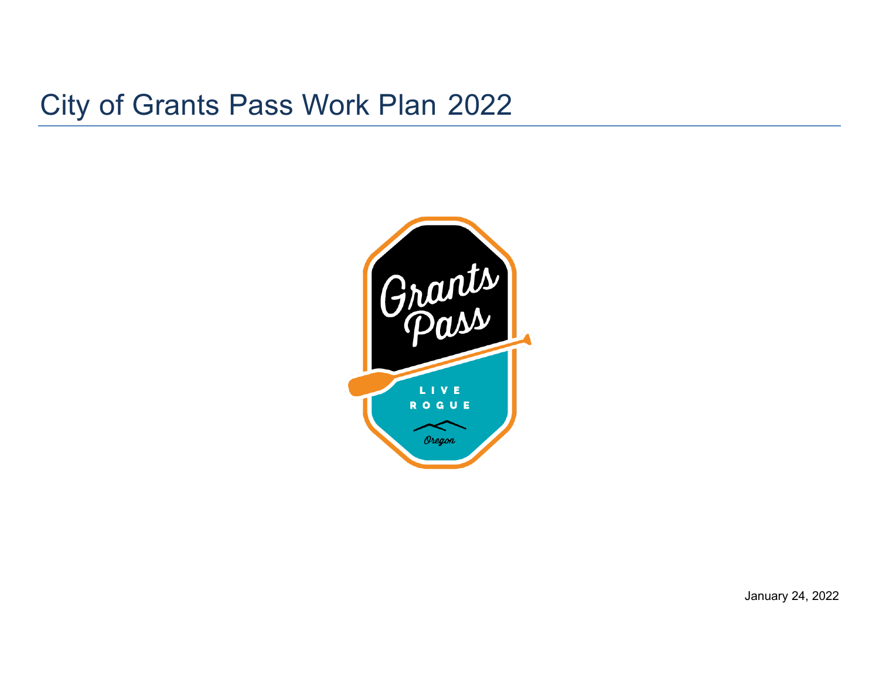# City of Grants Pass Work Plan 2022

January 24, 2022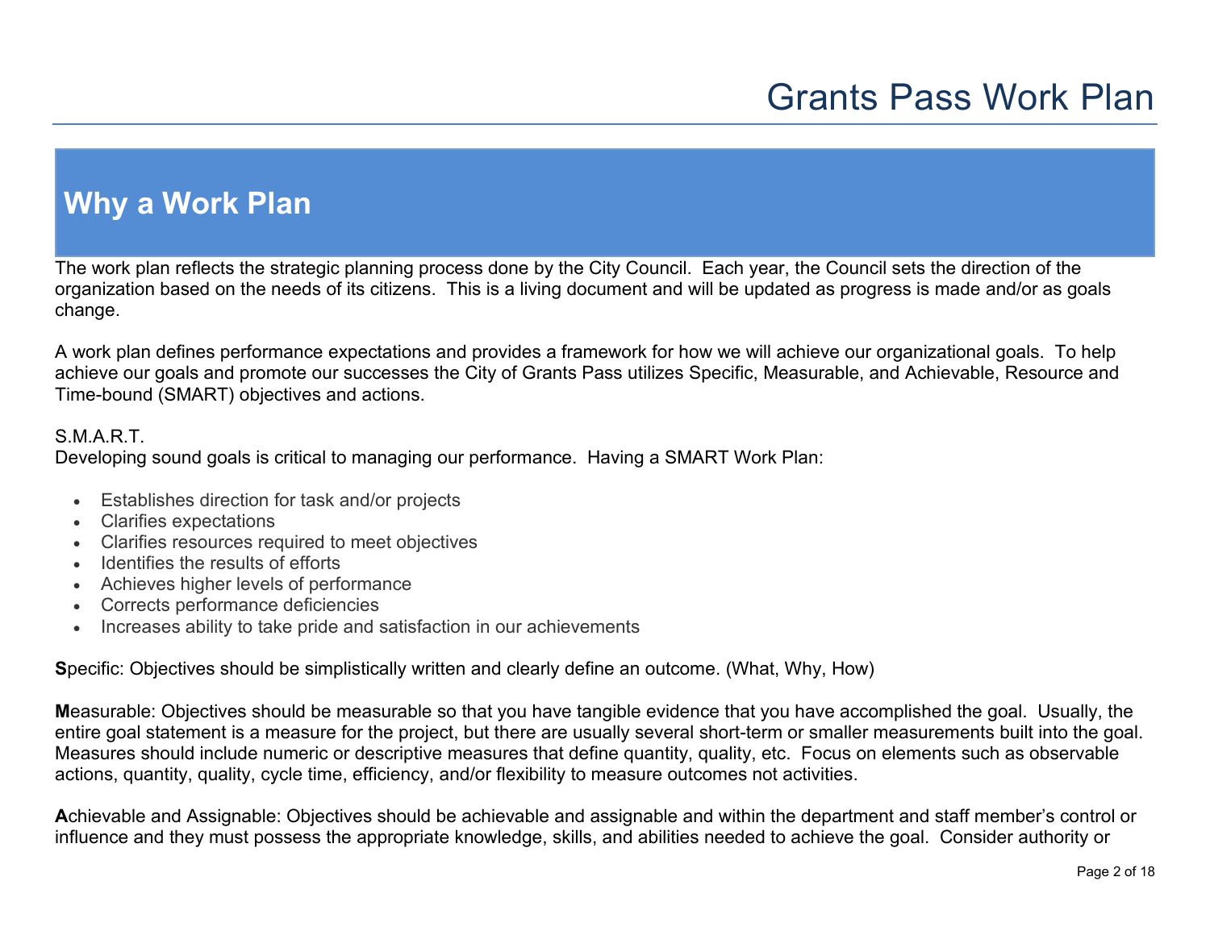# Grants Pass Work Plan

## Why a Work Plan

The work plan reflects the strategic planning process done by the City Council. Each year, the Council sets the direction of the organization based on the needs of its citizens. This is a living document and will be updated as progress is made and/or as goals change.

A work plan defines performance expectations and provides a framework for how we will achieve our organizational goals. To help achieve our goals and promote our successes the City of Grants Pass utilizes Specific, Measurable, and Achievable, Resource and Time-bound (SMART) objectives and actions.

S.M.A.R.T.
Developing sound goals is critical to managing our performance. Having a SMART Work Plan:

- Establishes direction for task and/or projects
- Clarifies expectations
- Clarifies resources required to meet objectives
- Identifies the results of efforts
- Achieves higher levels of performance
- Corrects performance deficiencies
- Increases ability to take pride and satisfaction in our achievements

**S**pecific: Objectives should be simplistically written and clearly define an outcome. (What, Why, How)

**M**easurable: Objectives should be measurable so that you have tangible evidence that you have accomplished the goal. Usually, the entire goal statement is a measure for the project, but there are usually several short-term or smaller measurements built into the goal. Measures should include numeric or descriptive measures that define quantity, quality, etc. Focus on elements such as observable actions, quantity, quality, cycle time, efficiency, and/or flexibility to measure outcomes not activities.

**A**chievable and Assignable: Objectives should be achievable and assignable and within the department and staff member's control or influence and they must possess the appropriate knowledge, skills, and abilities needed to achieve the goal. Consider authority or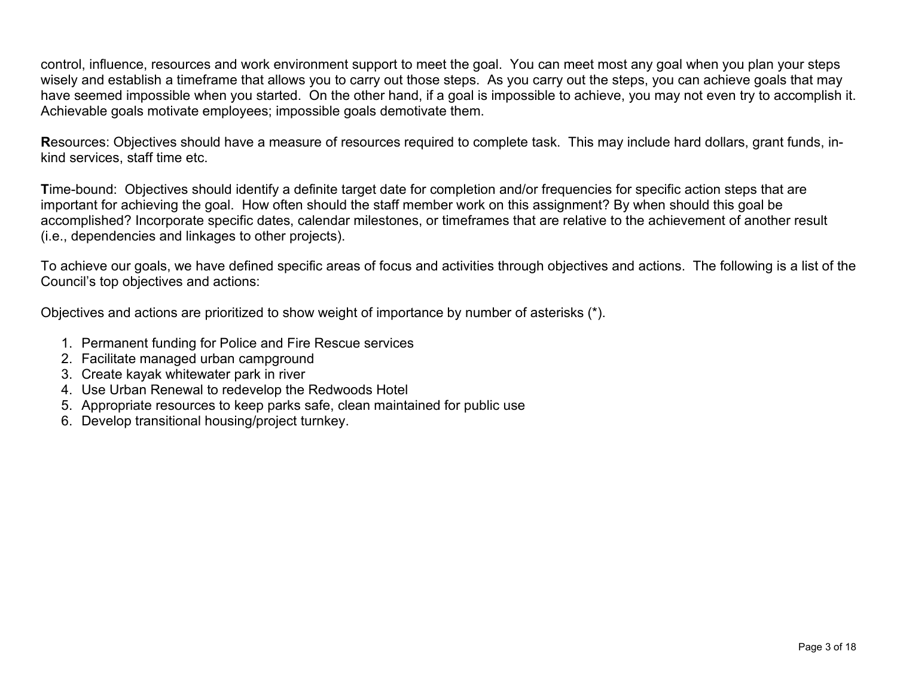control, influence, resources and work environment support to meet the goal. You can meet most any goal when you plan your steps wisely and establish a timeframe that allows you to carry out those steps. As you carry out the steps, you can achieve goals that may have seemed impossible when you started. On the other hand, if a goal is impossible to achieve, you may not even try to accomplish it. Achievable goals motivate employees; impossible goals demotivate them.

**R**esources: Objectives should have a measure of resources required to complete task. This may include hard dollars, grant funds, in-kind services, staff time etc.

**T**ime-bound: Objectives should identify a definite target date for completion and/or frequencies for specific action steps that are important for achieving the goal. How often should the staff member work on this assignment? By when should this goal be accomplished? Incorporate specific dates, calendar milestones, or timeframes that are relative to the achievement of another result (i.e., dependencies and linkages to other projects).

To achieve our goals, we have defined specific areas of focus and activities through objectives and actions. The following is a list of the Council's top objectives and actions:

Objectives and actions are prioritized to show weight of importance by number of asterisks (*).

1. Permanent funding for Police and Fire Rescue services
2. Facilitate managed urban campground
3. Create kayak whitewater park in river
4. Use Urban Renewal to redevelop the Redwoods Hotel
5. Appropriate resources to keep parks safe, clean maintained for public use
6. Develop transitional housing/project turnkey.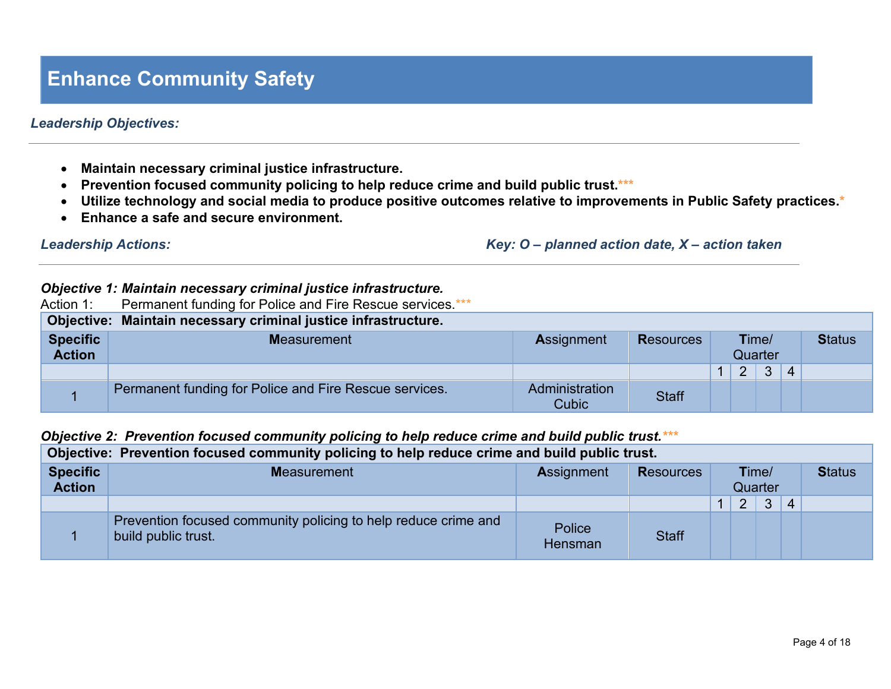# Enhance Community Safety

***Leadership Objectives:***

- **Maintain necessary criminal justice infrastructure.**
- **Prevention focused community policing to help reduce crime and build public trust.*****
- **Utilize technology and social media to produce positive outcomes relative to improvements in Public Safety practices.***
- **Enhance a safe and secure environment.**

***Leadership Actions:*** ***Key: O – planned action date, X – action taken***

***Objective 1: Maintain necessary criminal justice infrastructure.***

Action 1: Permanent funding for Police and Fire Rescue services.***

| **Objective: Maintain necessary criminal justice infrastructure.** | | | | | | | | |
|---|---|---|---|---|---|---|---|---|
| **Specific Action** | **M**easurement | **A**ssignment | **R**esources | **T**ime/ Quarter | | | | **S**tatus |
| | | | | 1 | 2 | 3 | 4 | |
| 1 | Permanent funding for Police and Fire Rescue services. | Administration Cubic | Staff | | | | | |

***Objective 2: Prevention focused community policing to help reduce crime and build public trust.*****

| **Objective: Prevention focused community policing to help reduce crime and build public trust.** | | | | | | | | |
|---|---|---|---|---|---|---|---|---|
| **Specific Action** | **M**easurement | **A**ssignment | **R**esources | **T**ime/ Quarter | | | | **S**tatus |
| | | | | 1 | 2 | 3 | 4 | |
| 1 | Prevention focused community policing to help reduce crime and build public trust. | Police Hensman | Staff | | | | | |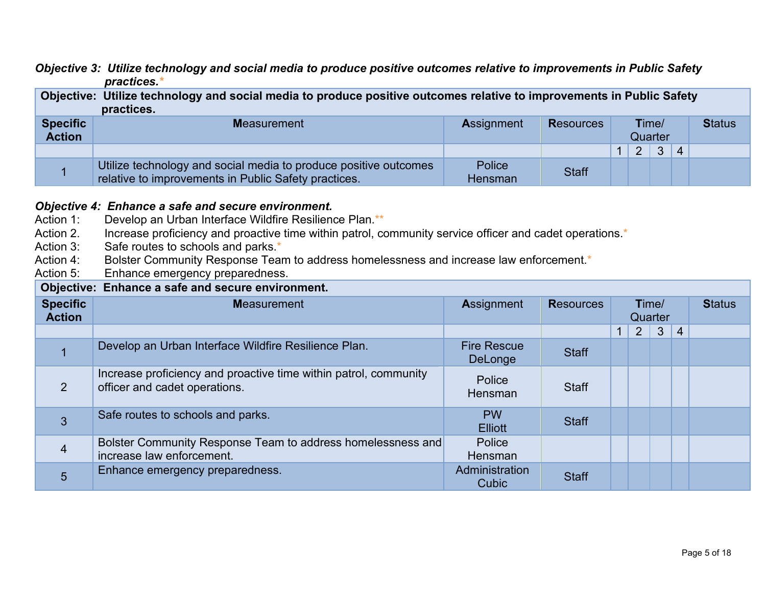***Objective 3:  Utilize technology and social media to produce positive outcomes relative to improvements in Public Safety practices.****

| **Objective:  Utilize technology and social media to produce positive outcomes relative to improvements in Public Safety practices.** | | | | | | | | |
|---|---|---|---|---|---|---|---|---|
| **Specific Action** | **M**easurement | **A**ssignment | **R**esources | **T**ime/ Quarter | | | | **S**tatus |
| | | | | 1 | 2 | 3 | 4 | |
| 1 | Utilize technology and social media to produce positive outcomes relative to improvements in Public Safety practices. | Police Hensman | Staff | | | | | |

***Objective 4:  Enhance a safe and secure environment.***

Action 1: Develop an Urban Interface Wildfire Resilience Plan.**
Action 2. Increase proficiency and proactive time within patrol, community service officer and cadet operations.*
Action 3: Safe routes to schools and parks.*
Action 4: Bolster Community Response Team to address homelessness and increase law enforcement.*
Action 5: Enhance emergency preparedness.

| **Objective:  Enhance a safe and secure environment.** | | | | | | | | |
|---|---|---|---|---|---|---|---|---|
| **Specific Action** | **M**easurement | **A**ssignment | **R**esources | **T**ime/ Quarter | | | | **S**tatus |
| | | | | 1 | 2 | 3 | 4 | |
| 1 | Develop an Urban Interface Wildfire Resilience Plan. | Fire Rescue DeLonge | Staff | | | | | |
| 2 | Increase proficiency and proactive time within patrol, community officer and cadet operations. | Police Hensman | Staff | | | | | |
| 3 | Safe routes to schools and parks. | PW Elliott | Staff | | | | | |
| 4 | Bolster Community Response Team to address homelessness and increase law enforcement. | Police Hensman | | | | | | |
| 5 | Enhance emergency preparedness. | Administration Cubic | Staff | | | | | |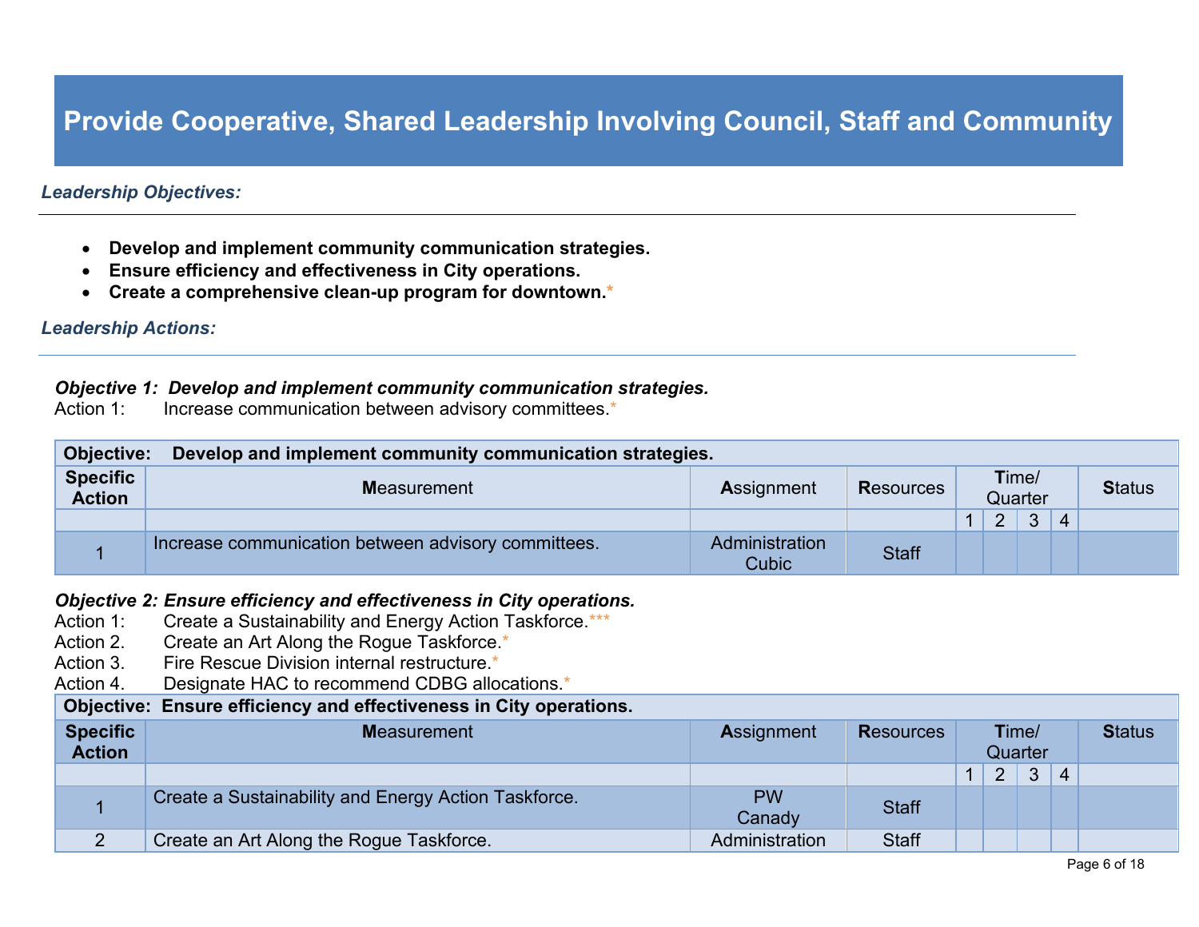# Provide Cooperative, Shared Leadership Involving Council, Staff and Community

***Leadership Objectives:***

- **Develop and implement community communication strategies.**
- **Ensure efficiency and effectiveness in City operations.**
- **Create a comprehensive clean-up program for downtown.***

***Leadership Actions:***

***Objective 1: Develop and implement community communication strategies.***
Action 1: Increase communication between advisory committees.*

| **Objective: Develop and implement community communication strategies.** | | | | | | | | |
|---|---|---|---|---|---|---|---|---|
| **Specific Action** | **M**easurement | **A**ssignment | **R**esources | **T**ime/ Quarter | | | | **S**tatus |
| | | | | 1 | 2 | 3 | 4 | |
| 1 | Increase communication between advisory committees. | Administration Cubic | Staff | | | | | |

***Objective 2: Ensure efficiency and effectiveness in City operations.***
Action 1: Create a Sustainability and Energy Action Taskforce.***
Action 2. Create an Art Along the Rogue Taskforce.*
Action 3. Fire Rescue Division internal restructure.*
Action 4. Designate HAC to recommend CDBG allocations.*

| **Objective: Ensure efficiency and effectiveness in City operations.** | | | | | | | | |
|---|---|---|---|---|---|---|---|---|
| **Specific Action** | **M**easurement | **A**ssignment | **R**esources | **T**ime/ Quarter | | | | **S**tatus |
| | | | | 1 | 2 | 3 | 4 | |
| 1 | Create a Sustainability and Energy Action Taskforce. | PW Canady | Staff | | | | | |
| 2 | Create an Art Along the Rogue Taskforce. | Administration | Staff | | | | | |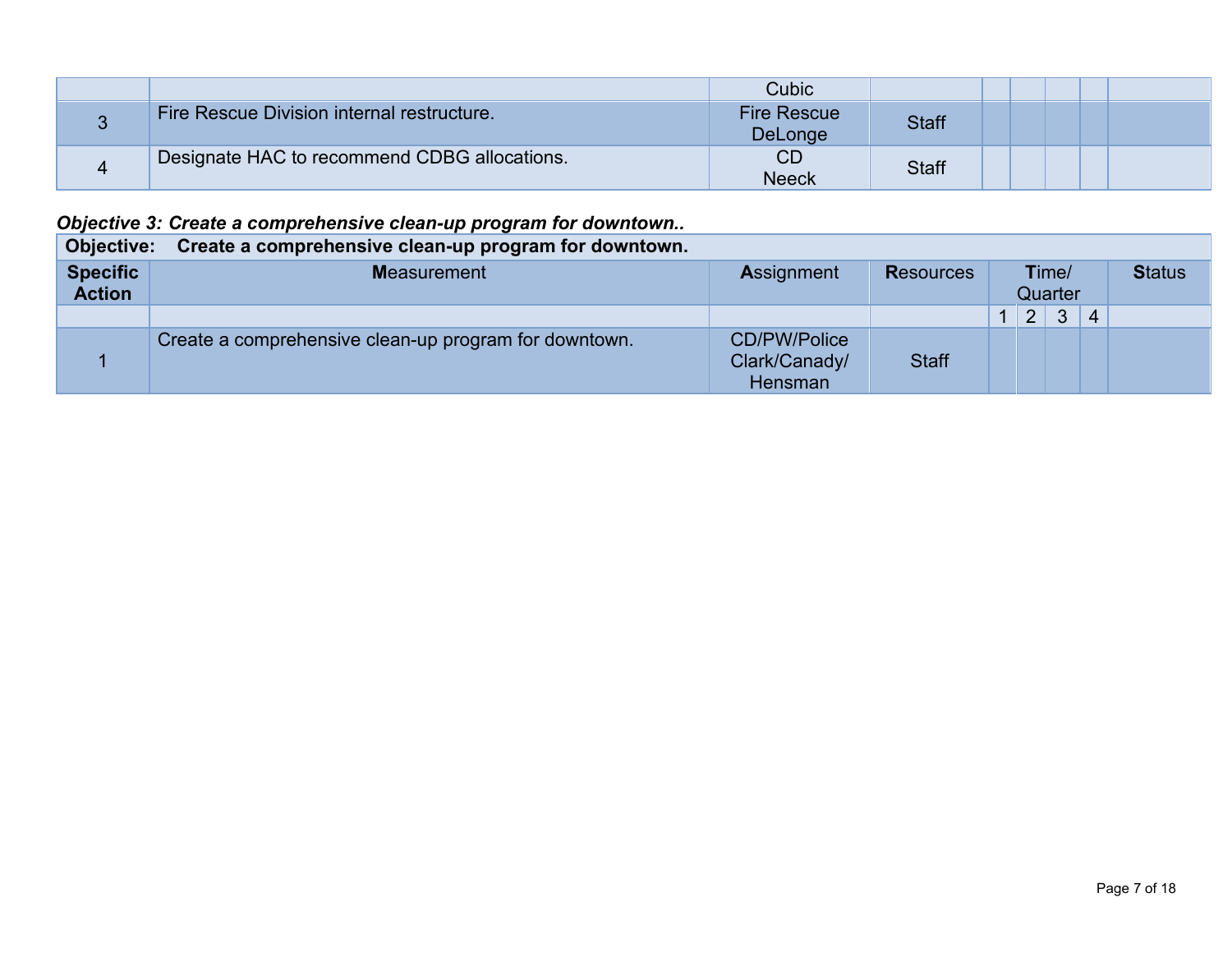| | | Cubic | | | | | | |
|---|---|---|---|---|---|---|---|---|
| 3 | Fire Rescue Division internal restructure. | Fire Rescue DeLonge | Staff | | | | | |
| 4 | Designate HAC to recommend CDBG allocations. | CD Neeck | Staff | | | | | |

***Objective 3: Create a comprehensive clean-up program for downtown..***

| **Objective:** **Create a comprehensive clean-up program for downtown.** | | | | | | | | |
|---|---|---|---|---|---|---|---|---|
| **Specific Action** | **M**easurement | **A**ssignment | **R**esources | **T**ime/ Quarter | | | | **S**tatus |
| | | | | 1 | 2 | 3 | 4 | |
| 1 | Create a comprehensive clean-up program for downtown. | CD/PW/Police Clark/Canady/ Hensman | Staff | | | | | |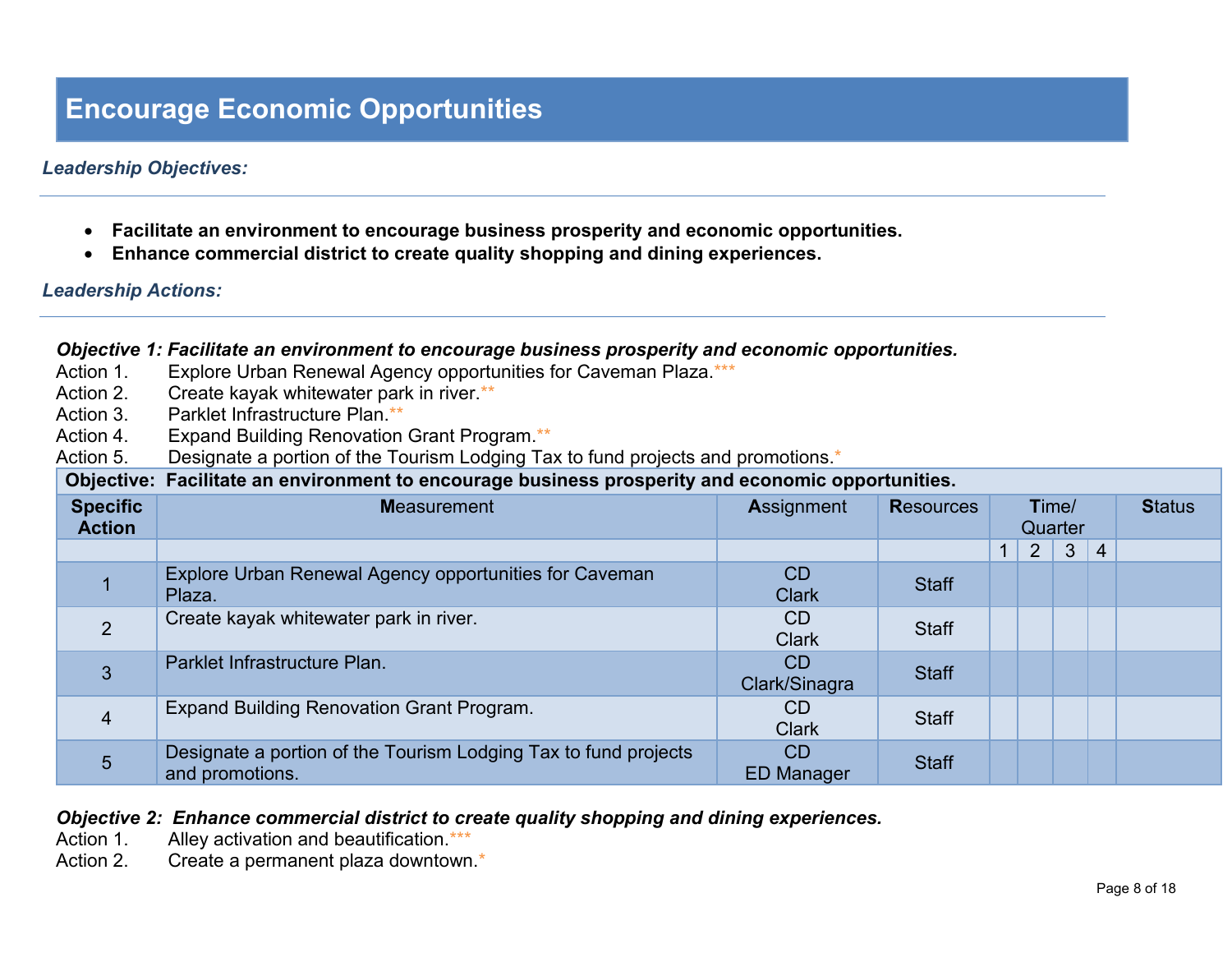# Encourage Economic Opportunities

***Leadership Objectives:***

- **Facilitate an environment to encourage business prosperity and economic opportunities.**
- **Enhance commercial district to create quality shopping and dining experiences.**

***Leadership Actions:***

***Objective 1: Facilitate an environment to encourage business prosperity and economic opportunities.***

Action 1. Explore Urban Renewal Agency opportunities for Caveman Plaza.***
Action 2. Create kayak whitewater park in river.**
Action 3. Parklet Infrastructure Plan.**
Action 4. Expand Building Renovation Grant Program.**
Action 5. Designate a portion of the Tourism Lodging Tax to fund projects and promotions.*

| **Objective: Facilitate an environment to encourage business prosperity and economic opportunities.** | | | | | | | | |
|---|---|---|---|---|---|---|---|---|
| **Specific Action** | **M**easurement | **A**ssignment | **R**esources | **T**ime/ Quarter | | | | **S**tatus |
| | | | | 1 | 2 | 3 | 4 | |
| 1 | Explore Urban Renewal Agency opportunities for Caveman Plaza. | CD Clark | Staff | | | | | |
| 2 | Create kayak whitewater park in river. | CD Clark | Staff | | | | | |
| 3 | Parklet Infrastructure Plan. | CD Clark/Sinagra | Staff | | | | | |
| 4 | Expand Building Renovation Grant Program. | CD Clark | Staff | | | | | |
| 5 | Designate a portion of the Tourism Lodging Tax to fund projects and promotions. | CD ED Manager | Staff | | | | | |

***Objective 2: Enhance commercial district to create quality shopping and dining experiences.***

Action 1. Alley activation and beautification.***
Action 2. Create a permanent plaza downtown.*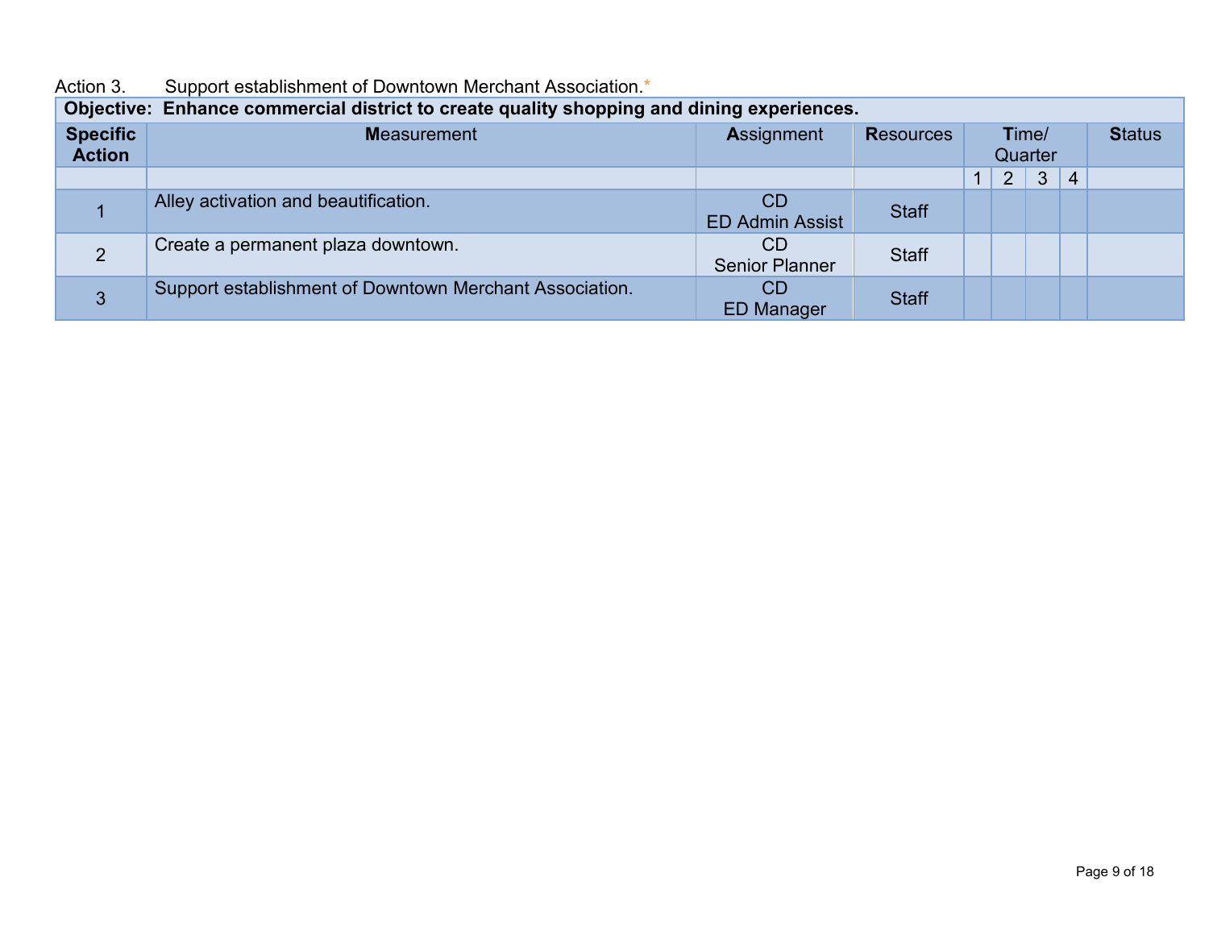Action 3. Support establishment of Downtown Merchant Association.*

| Objective: Enhance commercial district to create quality shopping and dining experiences. | | | | | | | | |
|---|---|---|---|---|---|---|---|---|
| **Specific Action** | **M**easurement | **A**ssignment | **R**esources | **T**ime/ Quarter | | | | **S**tatus |
| | | | | 1 | 2 | 3 | 4 | |
| 1 | Alley activation and beautification. | CD<br>ED Admin Assist | Staff | | | | | |
| 2 | Create a permanent plaza downtown. | CD<br>Senior Planner | Staff | | | | | |
| 3 | Support establishment of Downtown Merchant Association. | CD<br>ED Manager | Staff | | | | | |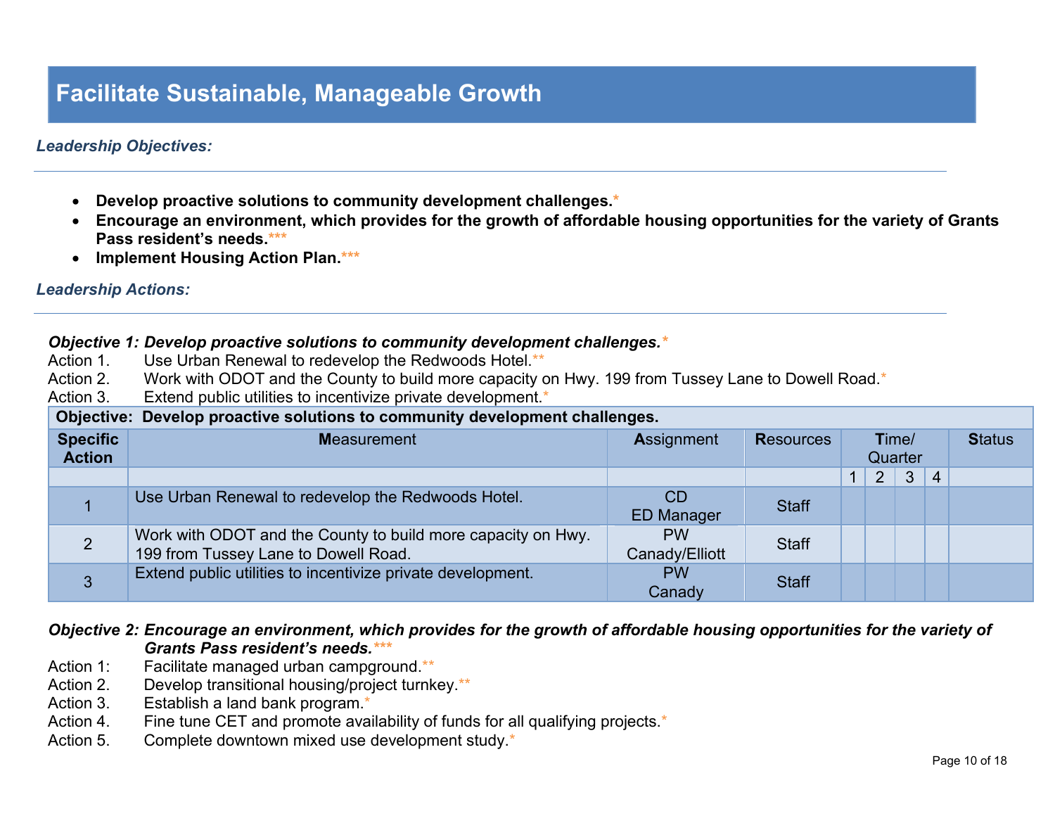# Facilitate Sustainable, Manageable Growth

***Leadership Objectives:***

- **Develop proactive solutions to community development challenges.***
- **Encourage an environment, which provides for the growth of affordable housing opportunities for the variety of Grants Pass resident's needs.*****
- **Implement Housing Action Plan.*****

***Leadership Actions:***

***Objective 1: Develop proactive solutions to community development challenges.****

Action 1. Use Urban Renewal to redevelop the Redwoods Hotel.**
Action 2. Work with ODOT and the County to build more capacity on Hwy. 199 from Tussey Lane to Dowell Road.*
Action 3. Extend public utilities to incentivize private development.*

| **Objective: Develop proactive solutions to community development challenges.** | | | | | | | | |
|---|---|---|---|---|---|---|---|---|
| **Specific Action** | **M**easurement | **A**ssignment | **R**esources | **T**ime/ Quarter | | | | **S**tatus |
| | | | | 1 | 2 | 3 | 4 | |
| 1 | Use Urban Renewal to redevelop the Redwoods Hotel. | CD ED Manager | Staff | | | | | |
| 2 | Work with ODOT and the County to build more capacity on Hwy. 199 from Tussey Lane to Dowell Road. | PW Canady/Elliott | Staff | | | | | |
| 3 | Extend public utilities to incentivize private development. | PW Canady | Staff | | | | | |

***Objective 2: Encourage an environment, which provides for the growth of affordable housing opportunities for the variety of Grants Pass resident's needs.******

Action 1: Facilitate managed urban campground.**
Action 2. Develop transitional housing/project turnkey.**
Action 3. Establish a land bank program.*
Action 4. Fine tune CET and promote availability of funds for all qualifying projects.*
Action 5. Complete downtown mixed use development study.*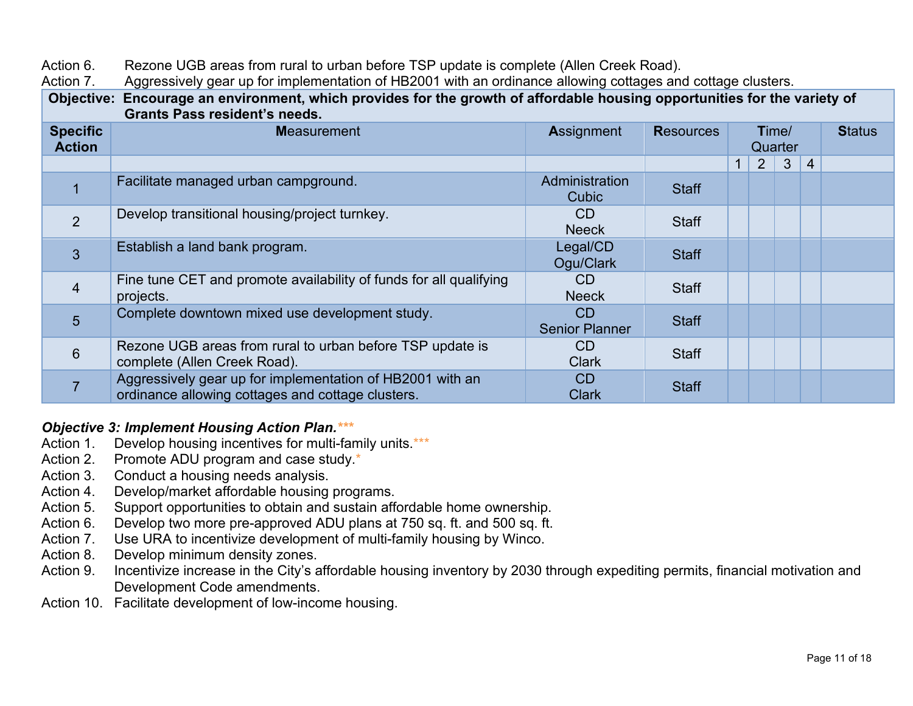Action 6. Rezone UGB areas from rural to urban before TSP update is complete (Allen Creek Road).
Action 7. Aggressively gear up for implementation of HB2001 with an ordinance allowing cottages and cottage clusters.

| **Objective: Encourage an environment, which provides for the growth of affordable housing opportunities for the variety of Grants Pass resident's needs.** | | | | | | | | |
|---|---|---|---|---|---|---|---|---|
| **Specific Action** | **M**easurement | **A**ssignment | **R**esources | **T**ime/ Quarter | | | | **S**tatus |
| | | | | 1 | 2 | 3 | 4 | |
| 1 | Facilitate managed urban campground. | Administration Cubic | Staff | | | | | |
| 2 | Develop transitional housing/project turnkey. | CD Neeck | Staff | | | | | |
| 3 | Establish a land bank program. | Legal/CD Ogu/Clark | Staff | | | | | |
| 4 | Fine tune CET and promote availability of funds for all qualifying projects. | CD Neeck | Staff | | | | | |
| 5 | Complete downtown mixed use development study. | CD Senior Planner | Staff | | | | | |
| 6 | Rezone UGB areas from rural to urban before TSP update is complete (Allen Creek Road). | CD Clark | Staff | | | | | |
| 7 | Aggressively gear up for implementation of HB2001 with an ordinance allowing cottages and cottage clusters. | CD Clark | Staff | | | | | |

***Objective 3: Implement Housing Action Plan.****

Action 1. Develop housing incentives for multi-family units.***
Action 2. Promote ADU program and case study.*
Action 3. Conduct a housing needs analysis.
Action 4. Develop/market affordable housing programs.
Action 5. Support opportunities to obtain and sustain affordable home ownership.
Action 6. Develop two more pre-approved ADU plans at 750 sq. ft. and 500 sq. ft.
Action 7. Use URA to incentivize development of multi-family housing by Winco.
Action 8. Develop minimum density zones.
Action 9. Incentivize increase in the City's affordable housing inventory by 2030 through expediting permits, financial motivation and Development Code amendments.
Action 10. Facilitate development of low-income housing.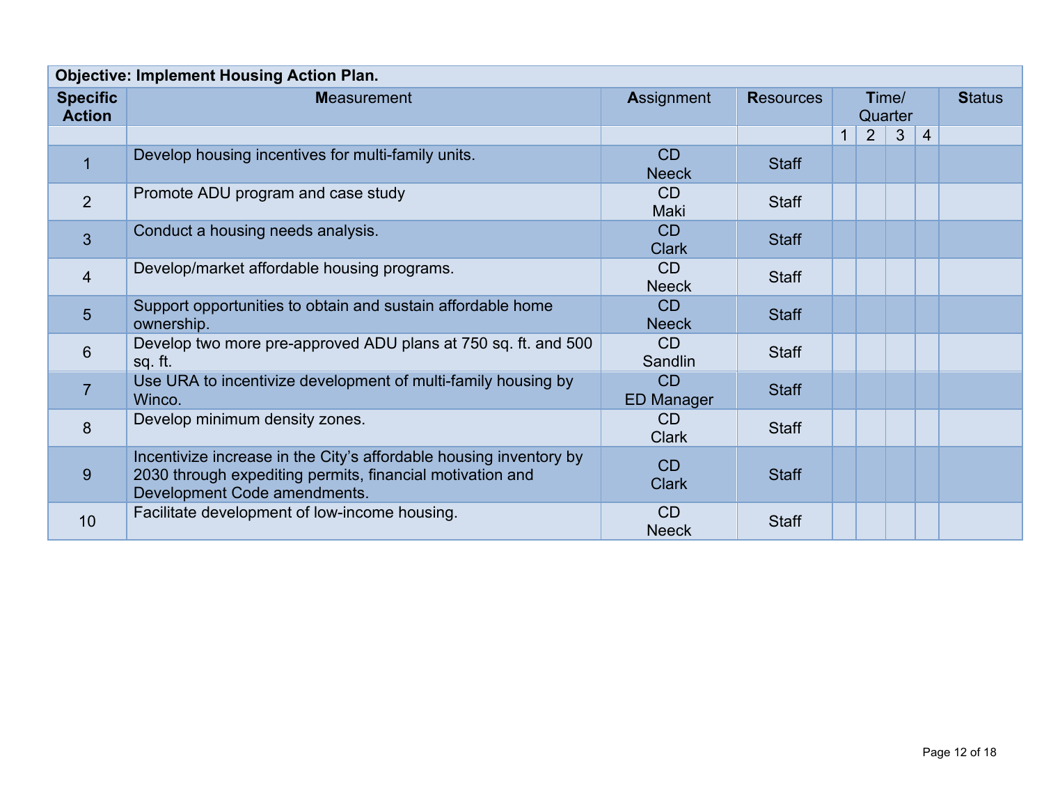| **Objective: Implement Housing Action Plan.** | | | | | | | | |
|---|---|---|---|---|---|---|---|---|
| **Specific Action** | **M**easurement | **A**ssignment | **R**esources | **T**ime/ Quarter | | | | **S**tatus |
| | | | | 1 | 2 | 3 | 4 | |
| 1 | Develop housing incentives for multi-family units. | CD Neeck | Staff | | | | | |
| 2 | Promote ADU program and case study | CD Maki | Staff | | | | | |
| 3 | Conduct a housing needs analysis. | CD Clark | Staff | | | | | |
| 4 | Develop/market affordable housing programs. | CD Neeck | Staff | | | | | |
| 5 | Support opportunities to obtain and sustain affordable home ownership. | CD Neeck | Staff | | | | | |
| 6 | Develop two more pre-approved ADU plans at 750 sq. ft. and 500 sq. ft. | CD Sandlin | Staff | | | | | |
| 7 | Use URA to incentivize development of multi-family housing by Winco. | CD ED Manager | Staff | | | | | |
| 8 | Develop minimum density zones. | CD Clark | Staff | | | | | |
| 9 | Incentivize increase in the City's affordable housing inventory by 2030 through expediting permits, financial motivation and Development Code amendments. | CD Clark | Staff | | | | | |
| 10 | Facilitate development of low-income housing. | CD Neeck | Staff | | | | | |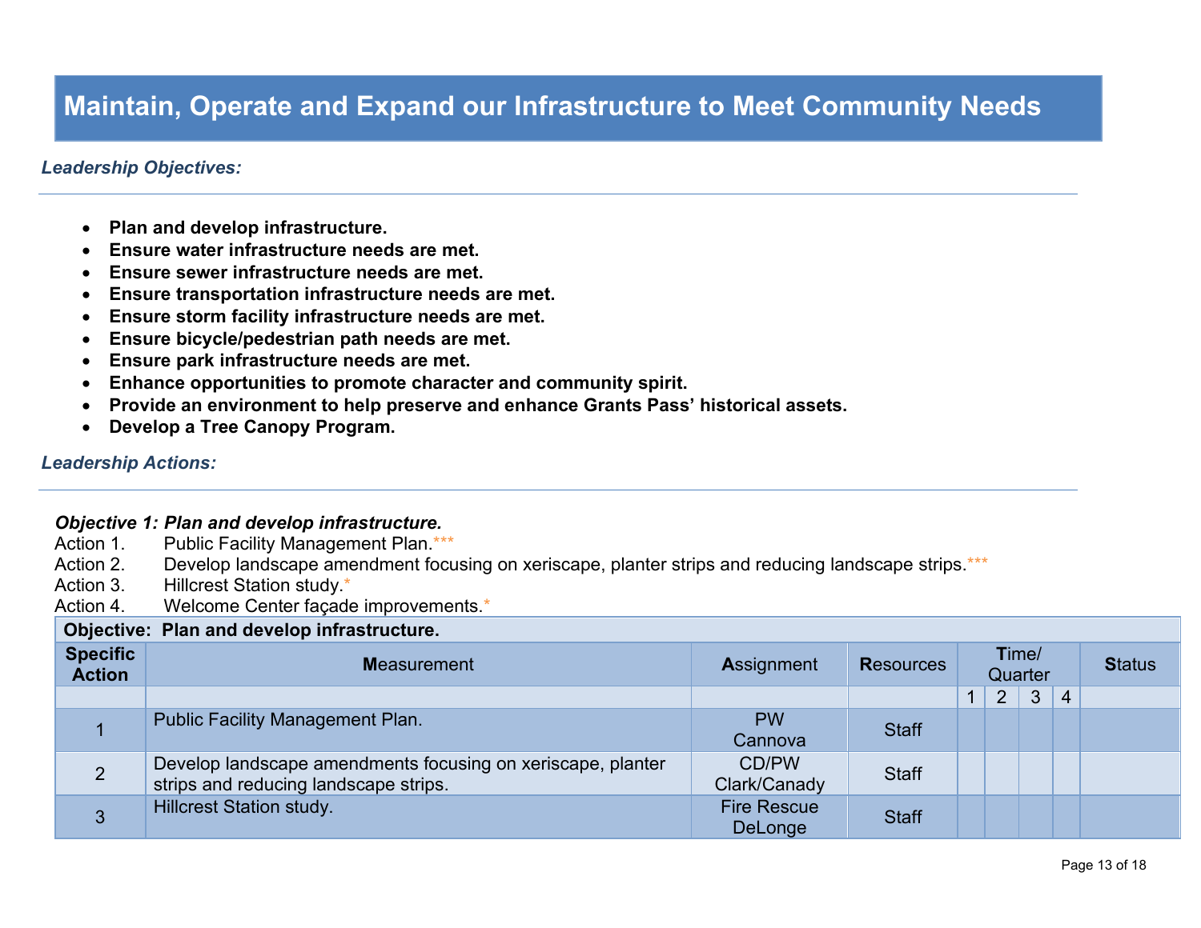# Maintain, Operate and Expand our Infrastructure to Meet Community Needs

***Leadership Objectives:***

- **Plan and develop infrastructure.**
- **Ensure water infrastructure needs are met.**
- **Ensure sewer infrastructure needs are met.**
- **Ensure transportation infrastructure needs are met.**
- **Ensure storm facility infrastructure needs are met.**
- **Ensure bicycle/pedestrian path needs are met.**
- **Ensure park infrastructure needs are met.**
- **Enhance opportunities to promote character and community spirit.**
- **Provide an environment to help preserve and enhance Grants Pass' historical assets.**
- **Develop a Tree Canopy Program.**

***Leadership Actions:***

***Objective 1: Plan and develop infrastructure.***

Action 1. Public Facility Management Plan.***
Action 2. Develop landscape amendment focusing on xeriscape, planter strips and reducing landscape strips.***
Action 3. Hillcrest Station study.*
Action 4. Welcome Center façade improvements.*

| **Objective: Plan and develop infrastructure.** | | | | | | | | |
|---|---|---|---|---|---|---|---|---|
| **Specific Action** | **M**easurement | **A**ssignment | **R**esources | **T**ime/ Quarter | | | | **S**tatus |
| | | | | 1 | 2 | 3 | 4 | |
| 1 | Public Facility Management Plan. | PW Cannova | Staff | | | | | |
| 2 | Develop landscape amendments focusing on xeriscape, planter strips and reducing landscape strips. | CD/PW Clark/Canady | Staff | | | | | |
| 3 | Hillcrest Station study. | Fire Rescue DeLonge | Staff | | | | | |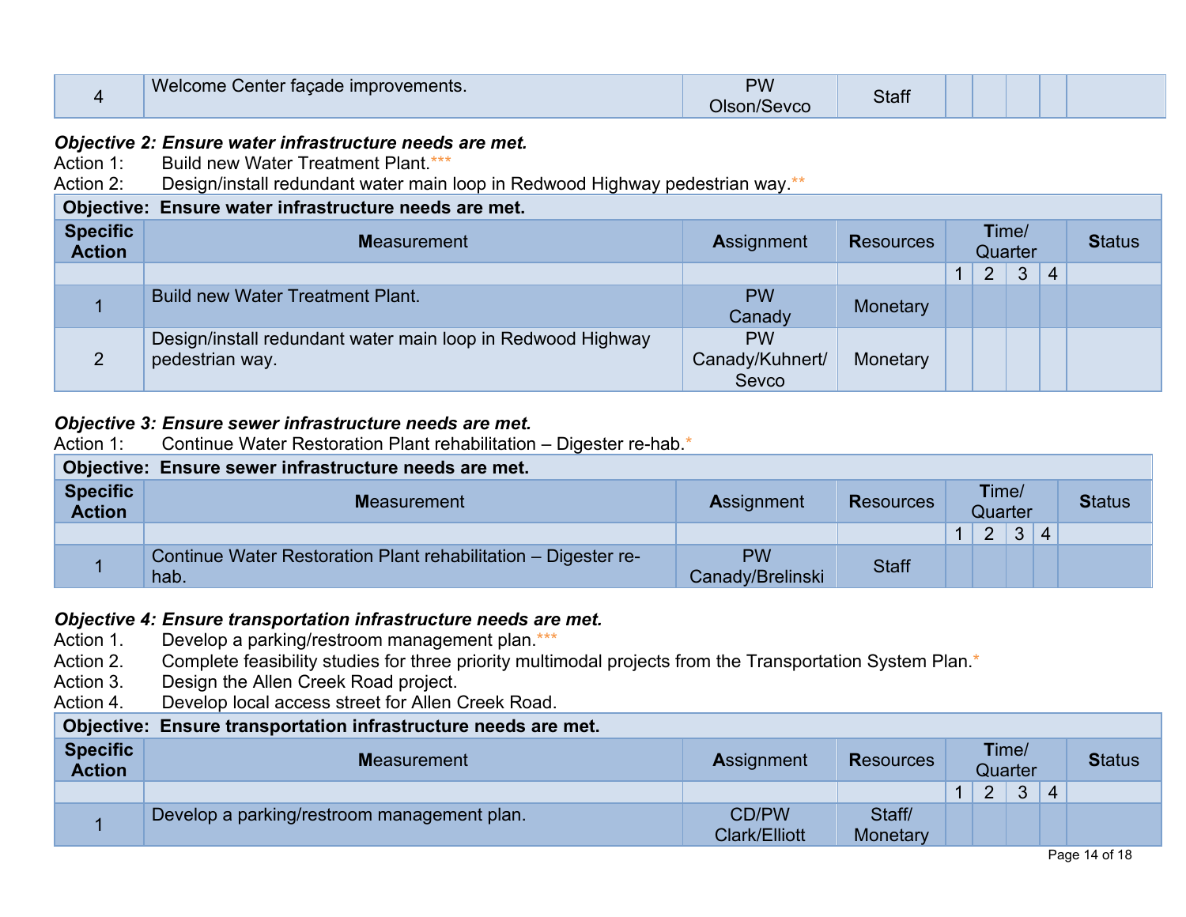| | | | | | | | | |
|---|---|---|---|---|---|---|---|---|
| 4 | Welcome Center façade improvements. | PW Olson/Sevco | Staff | | | | | |

***Objective 2: Ensure water infrastructure needs are met.***

Action 1: Build new Water Treatment Plant.***

Action 2: Design/install redundant water main loop in Redwood Highway pedestrian way.**

| **Objective: Ensure water infrastructure needs are met.** | | | | | | | | |
|---|---|---|---|---|---|---|---|---|
| **Specific Action** | **Measurement** | **Assignment** | **Resources** | **Time/ Quarter** | | | | **Status** |
| | | | | 1 | 2 | 3 | 4 | |
| 1 | Build new Water Treatment Plant. | PW Canady | Monetary | | | | | |
| 2 | Design/install redundant water main loop in Redwood Highway pedestrian way. | PW Canady/Kuhnert/ Sevco | Monetary | | | | | |

***Objective 3: Ensure sewer infrastructure needs are met.***

Action 1: Continue Water Restoration Plant rehabilitation – Digester re-hab.*

| **Objective: Ensure sewer infrastructure needs are met.** | | | | | | | | |
|---|---|---|---|---|---|---|---|---|
| **Specific Action** | **Measurement** | **Assignment** | **Resources** | **Time/ Quarter** | | | | **Status** |
| | | | | 1 | 2 | 3 | 4 | |
| 1 | Continue Water Restoration Plant rehabilitation – Digester re-hab. | PW Canady/Brelinski | Staff | | | | | |

***Objective 4: Ensure transportation infrastructure needs are met.***

Action 1. Develop a parking/restroom management plan.***

Action 2. Complete feasibility studies for three priority multimodal projects from the Transportation System Plan.*

Action 3. Design the Allen Creek Road project.

Action 4. Develop local access street for Allen Creek Road.

| **Objective: Ensure transportation infrastructure needs are met.** | | | | | | | | |
|---|---|---|---|---|---|---|---|---|
| **Specific Action** | **Measurement** | **Assignment** | **Resources** | **Time/ Quarter** | | | | **Status** |
| | | | | 1 | 2 | 3 | 4 | |
| 1 | Develop a parking/restroom management plan. | CD/PW Clark/Elliott | Staff/ Monetary | | | | | |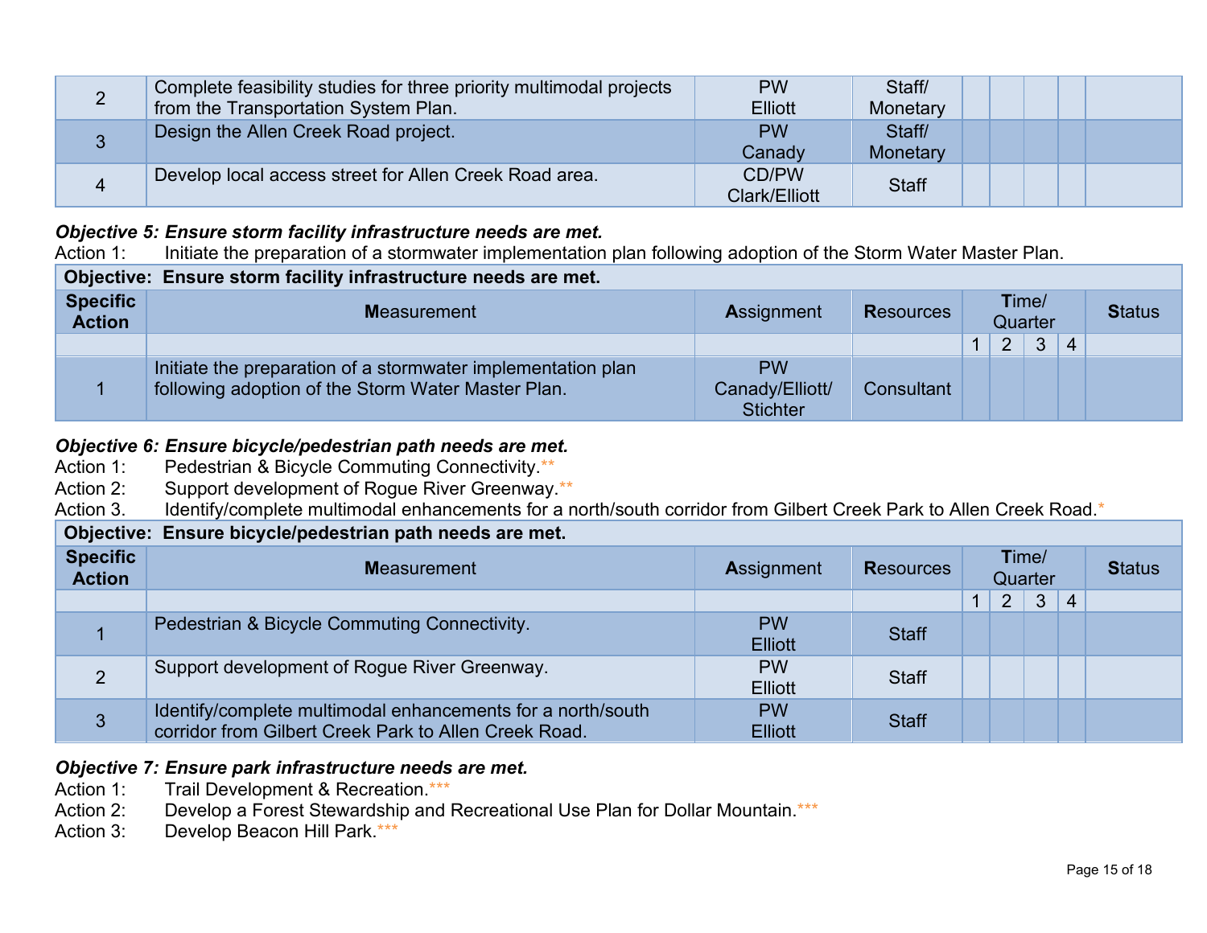| | | | | | | | | |
|---|---|---|---|---|---|---|---|---|
| 2 | Complete feasibility studies for three priority multimodal projects from the Transportation System Plan. | PW Elliott | Staff/ Monetary | | | | | |
| 3 | Design the Allen Creek Road project. | PW Canady | Staff/ Monetary | | | | | |
| 4 | Develop local access street for Allen Creek Road area. | CD/PW Clark/Elliott | Staff | | | | | |

***Objective 5: Ensure storm facility infrastructure needs are met.***

Action 1: Initiate the preparation of a stormwater implementation plan following adoption of the Storm Water Master Plan.

| **Objective: Ensure storm facility infrastructure needs are met.** | | | | | | | | |
|---|---|---|---|---|---|---|---|---|
| **Specific Action** | **M**easurement | **A**ssignment | **R**esources | **T**ime/ Quarter | | | | **S**tatus |
| | | | | 1 | 2 | 3 | 4 | |
| 1 | Initiate the preparation of a stormwater implementation plan following adoption of the Storm Water Master Plan. | PW Canady/Elliott/ Stichter | Consultant | | | | | |

***Objective 6: Ensure bicycle/pedestrian path needs are met.***

Action 1: Pedestrian & Bicycle Commuting Connectivity.**

Action 2: Support development of Rogue River Greenway.**

Action 3. Identify/complete multimodal enhancements for a north/south corridor from Gilbert Creek Park to Allen Creek Road.*

| **Objective: Ensure bicycle/pedestrian path needs are met.** | | | | | | | | |
|---|---|---|---|---|---|---|---|---|
| **Specific Action** | **M**easurement | **A**ssignment | **R**esources | **T**ime/ Quarter | | | | **S**tatus |
| | | | | 1 | 2 | 3 | 4 | |
| 1 | Pedestrian & Bicycle Commuting Connectivity. | PW Elliott | Staff | | | | | |
| 2 | Support development of Rogue River Greenway. | PW Elliott | Staff | | | | | |
| 3 | Identify/complete multimodal enhancements for a north/south corridor from Gilbert Creek Park to Allen Creek Road. | PW Elliott | Staff | | | | | |

***Objective 7: Ensure park infrastructure needs are met.***

Action 1: Trail Development & Recreation.***

Action 2: Develop a Forest Stewardship and Recreational Use Plan for Dollar Mountain.***

Action 3: Develop Beacon Hill Park.***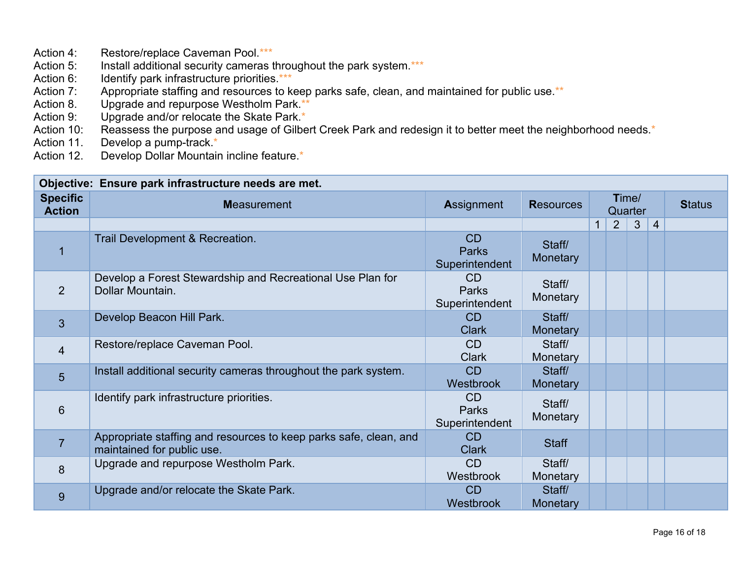Action 4: Restore/replace Caveman Pool.***
Action 5: Install additional security cameras throughout the park system.***
Action 6: Identify park infrastructure priorities.***
Action 7: Appropriate staffing and resources to keep parks safe, clean, and maintained for public use.**
Action 8. Upgrade and repurpose Westholm Park.**
Action 9: Upgrade and/or relocate the Skate Park.*
Action 10: Reassess the purpose and usage of Gilbert Creek Park and redesign it to better meet the neighborhood needs.*
Action 11. Develop a pump-track.*
Action 12. Develop Dollar Mountain incline feature.*

| **Objective: Ensure park infrastructure needs are met.** | | | | | | | | |
|---|---|---|---|---|---|---|---|---|
| **Specific Action** | **Measurement** | **Assignment** | **Resources** | **Time/ Quarter** | | | | **Status** |
| | | | | 1 | 2 | 3 | 4 | |
| 1 | Trail Development & Recreation. | CD Parks Superintendent | Staff/ Monetary | | | | | |
| 2 | Develop a Forest Stewardship and Recreational Use Plan for Dollar Mountain. | CD Parks Superintendent | Staff/ Monetary | | | | | |
| 3 | Develop Beacon Hill Park. | CD Clark | Staff/ Monetary | | | | | |
| 4 | Restore/replace Caveman Pool. | CD Clark | Staff/ Monetary | | | | | |
| 5 | Install additional security cameras throughout the park system. | CD Westbrook | Staff/ Monetary | | | | | |
| 6 | Identify park infrastructure priorities. | CD Parks Superintendent | Staff/ Monetary | | | | | |
| 7 | Appropriate staffing and resources to keep parks safe, clean, and maintained for public use. | CD Clark | Staff | | | | | |
| 8 | Upgrade and repurpose Westholm Park. | CD Westbrook | Staff/ Monetary | | | | | |
| 9 | Upgrade and/or relocate the Skate Park. | CD Westbrook | Staff/ Monetary | | | | | |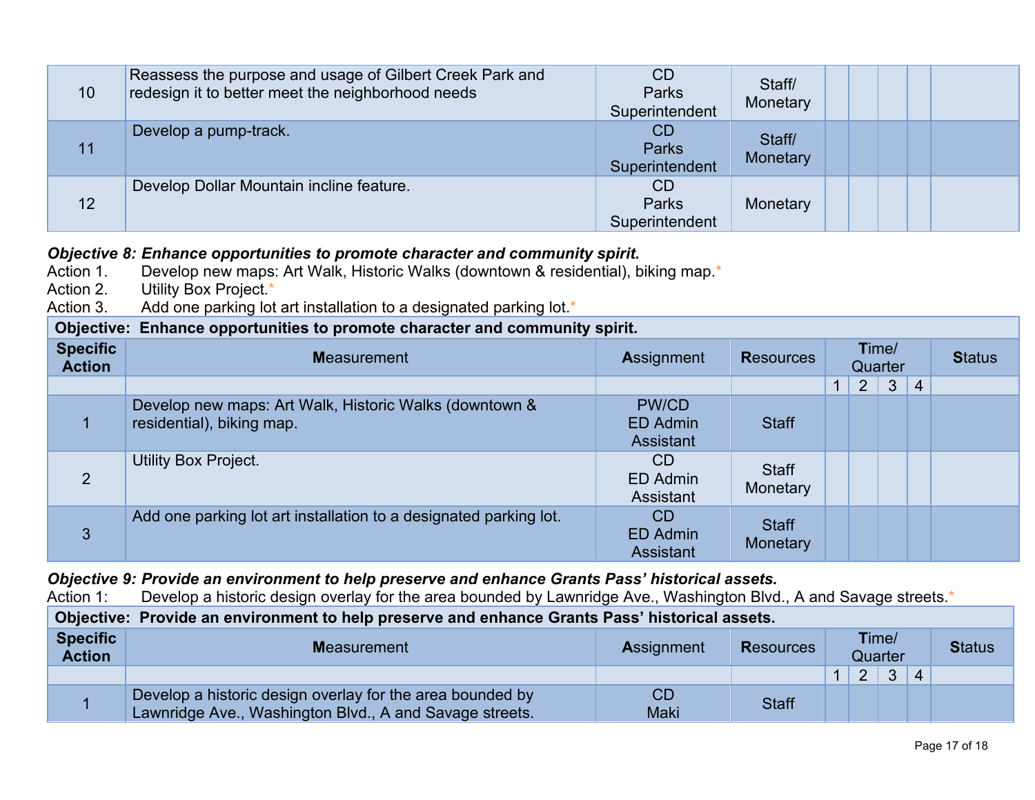| 10 | Reassess the purpose and usage of Gilbert Creek Park and redesign it to better meet the neighborhood needs | CD Parks Superintendent | Staff/ Monetary | | | | | |
|---|---|---|---|---|---|---|---|---|
| 11 | Develop a pump-track. | CD Parks Superintendent | Staff/ Monetary | | | | | |
| 12 | Develop Dollar Mountain incline feature. | CD Parks Superintendent | Monetary | | | | | |

***Objective 8: Enhance opportunities to promote character and community spirit.***

Action 1. Develop new maps: Art Walk, Historic Walks (downtown & residential), biking map.*

Action 2. Utility Box Project.*

Action 3. Add one parking lot art installation to a designated parking lot.*

| **Objective: Enhance opportunities to promote character and community spirit.** | | | | | | | | |
|---|---|---|---|---|---|---|---|---|
| **Specific Action** | **M**easurement | **A**ssignment | **R**esources | **T**ime/ Quarter | | | | **S**tatus |
| | | | | 1 | 2 | 3 | 4 | |
| 1 | Develop new maps: Art Walk, Historic Walks (downtown & residential), biking map. | PW/CD ED Admin Assistant | Staff | | | | | |
| 2 | Utility Box Project. | CD ED Admin Assistant | Staff Monetary | | | | | |
| 3 | Add one parking lot art installation to a designated parking lot. | CD ED Admin Assistant | Staff Monetary | | | | | |

***Objective 9: Provide an environment to help preserve and enhance Grants Pass' historical assets.***

Action 1: Develop a historic design overlay for the area bounded by Lawnridge Ave., Washington Blvd., A and Savage streets.*

| **Objective: Provide an environment to help preserve and enhance Grants Pass' historical assets.** | | | | | | | | |
|---|---|---|---|---|---|---|---|---|
| **Specific Action** | **M**easurement | **A**ssignment | **R**esources | **T**ime/ Quarter | | | | **S**tatus |
| | | | | 1 | 2 | 3 | 4 | |
| 1 | Develop a historic design overlay for the area bounded by Lawnridge Ave., Washington Blvd., A and Savage streets. | CD Maki | Staff | | | | | |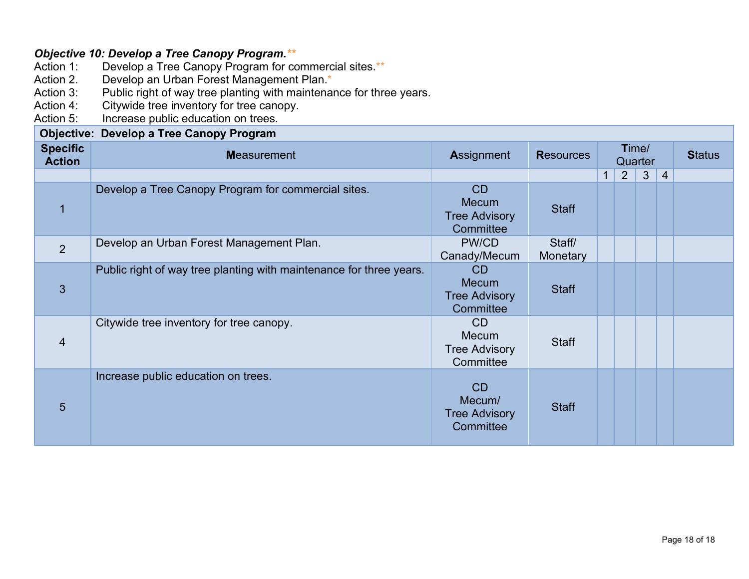***Objective 10: Develop a Tree Canopy Program.*****

Action 1: Develop a Tree Canopy Program for commercial sites.**
Action 2. Develop an Urban Forest Management Plan.*
Action 3: Public right of way tree planting with maintenance for three years.
Action 4: Citywide tree inventory for tree canopy.
Action 5: Increase public education on trees.

| **Objective: Develop a Tree Canopy Program** | | | | | | | | |
|---|---|---|---|---|---|---|---|---|
| **Specific Action** | **M**easurement | **A**ssignment | **R**esources | **T**ime/ Quarter | | | | **S**tatus |
| | | | | 1 | 2 | 3 | 4 | |
| 1 | Develop a Tree Canopy Program for commercial sites. | CD Mecum Tree Advisory Committee | Staff | | | | | |
| 2 | Develop an Urban Forest Management Plan. | PW/CD Canady/Mecum | Staff/ Monetary | | | | | |
| 3 | Public right of way tree planting with maintenance for three years. | CD Mecum Tree Advisory Committee | Staff | | | | | |
| 4 | Citywide tree inventory for tree canopy. | CD Mecum Tree Advisory Committee | Staff | | | | | |
| 5 | Increase public education on trees. | CD Mecum/ Tree Advisory Committee | Staff | | | | | |